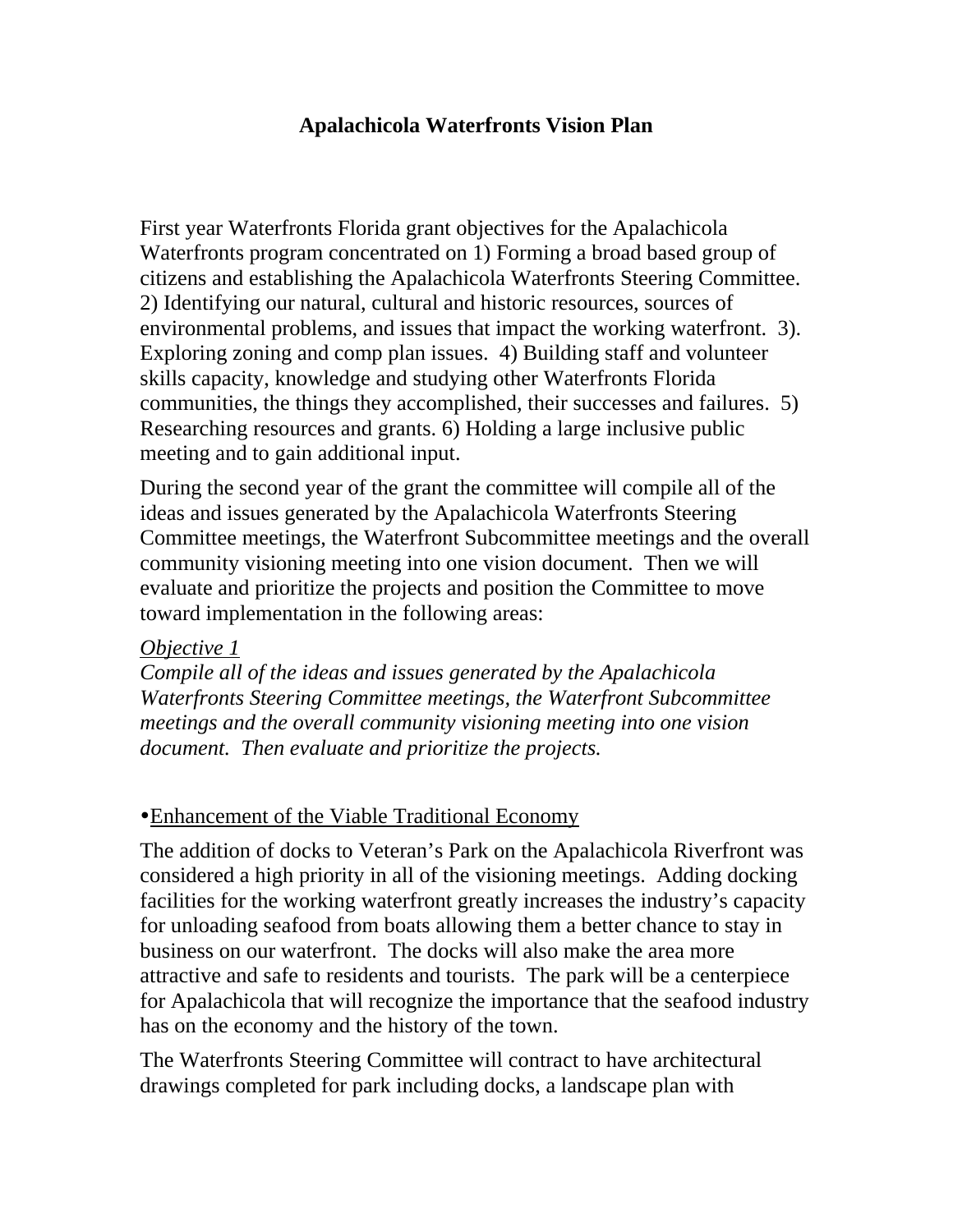# Apalachicola Waterfronts Vision Plan

First year Waterfronts Florida grant objectives for the Apalachicola Waterfronts program concentrated on 1) Forming a broad based group of citizens and establishing the Apalachicola Waterfronts Steering Committee. 2) Identifying our natural, cultural and historic resources, sources of environmental problems, and issues that impact the working waterfront. 3). Exploring zoning and comp plan issues. 4) Building staff and volunteer skills capacity, knowledge and studying other Waterfronts Florida communities, the things they accomplished, their successes and failures. 5) Researching resources and grants. 6) Holding a large inclusive public meeting and to gain additional input.

During the second year of the grant the committee will compile all of the ideas and issues generated by the Apalachicola Waterfronts Steering Committee meetings, the Waterfront Subcommittee meetings and the overall community visioning meeting into one vision document. Then we will evaluate and prioritize the projects and position the Committee to move toward implementation in the following areas:

*Objective 1*
*Compile all of the ideas and issues generated by the Apalachicola Waterfronts Steering Committee meetings, the Waterfront Subcommittee meetings and the overall community visioning meeting into one vision document. Then evaluate and prioritize the projects.*

- Enhancement of the Viable Traditional Economy

The addition of docks to Veteran's Park on the Apalachicola Riverfront was considered a high priority in all of the visioning meetings. Adding docking facilities for the working waterfront greatly increases the industry's capacity for unloading seafood from boats allowing them a better chance to stay in business on our waterfront. The docks will also make the area more attractive and safe to residents and tourists. The park will be a centerpiece for Apalachicola that will recognize the importance that the seafood industry has on the economy and the history of the town.

The Waterfronts Steering Committee will contract to have architectural drawings completed for park including docks, a landscape plan with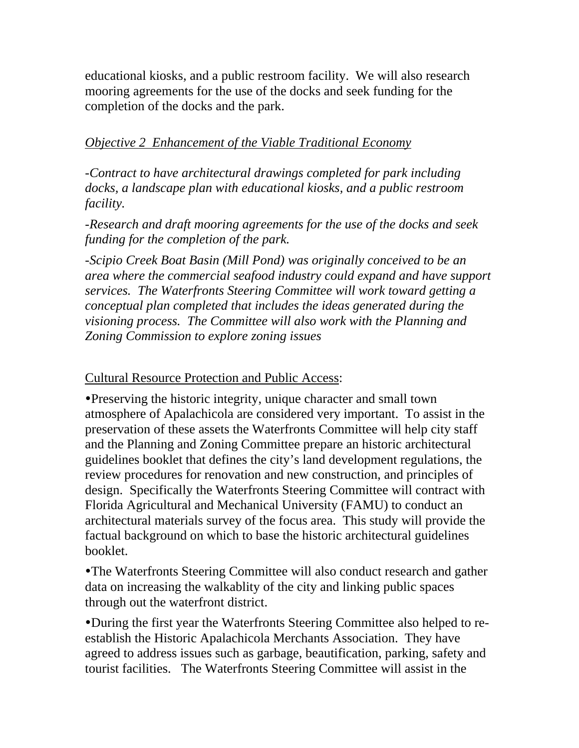educational kiosks, and a public restroom facility. We will also research mooring agreements for the use of the docks and seek funding for the completion of the docks and the park.

*Objective 2 Enhancement of the Viable Traditional Economy*

*-Contract to have architectural drawings completed for park including docks, a landscape plan with educational kiosks, and a public restroom facility.*

*-Research and draft mooring agreements for the use of the docks and seek funding for the completion of the park.*

*-Scipio Creek Boat Basin (Mill Pond) was originally conceived to be an area where the commercial seafood industry could expand and have support services. The Waterfronts Steering Committee will work toward getting a conceptual plan completed that includes the ideas generated during the visioning process. The Committee will also work with the Planning and Zoning Commission to explore zoning issues*

<u>Cultural Resource Protection and Public Access</u>:

- Preserving the historic integrity, unique character and small town atmosphere of Apalachicola are considered very important. To assist in the preservation of these assets the Waterfronts Committee will help city staff and the Planning and Zoning Committee prepare an historic architectural guidelines booklet that defines the city's land development regulations, the review procedures for renovation and new construction, and principles of design. Specifically the Waterfronts Steering Committee will contract with Florida Agricultural and Mechanical University (FAMU) to conduct an architectural materials survey of the focus area. This study will provide the factual background on which to base the historic architectural guidelines booklet.

- The Waterfronts Steering Committee will also conduct research and gather data on increasing the walkablity of the city and linking public spaces through out the waterfront district.

- During the first year the Waterfronts Steering Committee also helped to re-establish the Historic Apalachicola Merchants Association. They have agreed to address issues such as garbage, beautification, parking, safety and tourist facilities. The Waterfronts Steering Committee will assist in the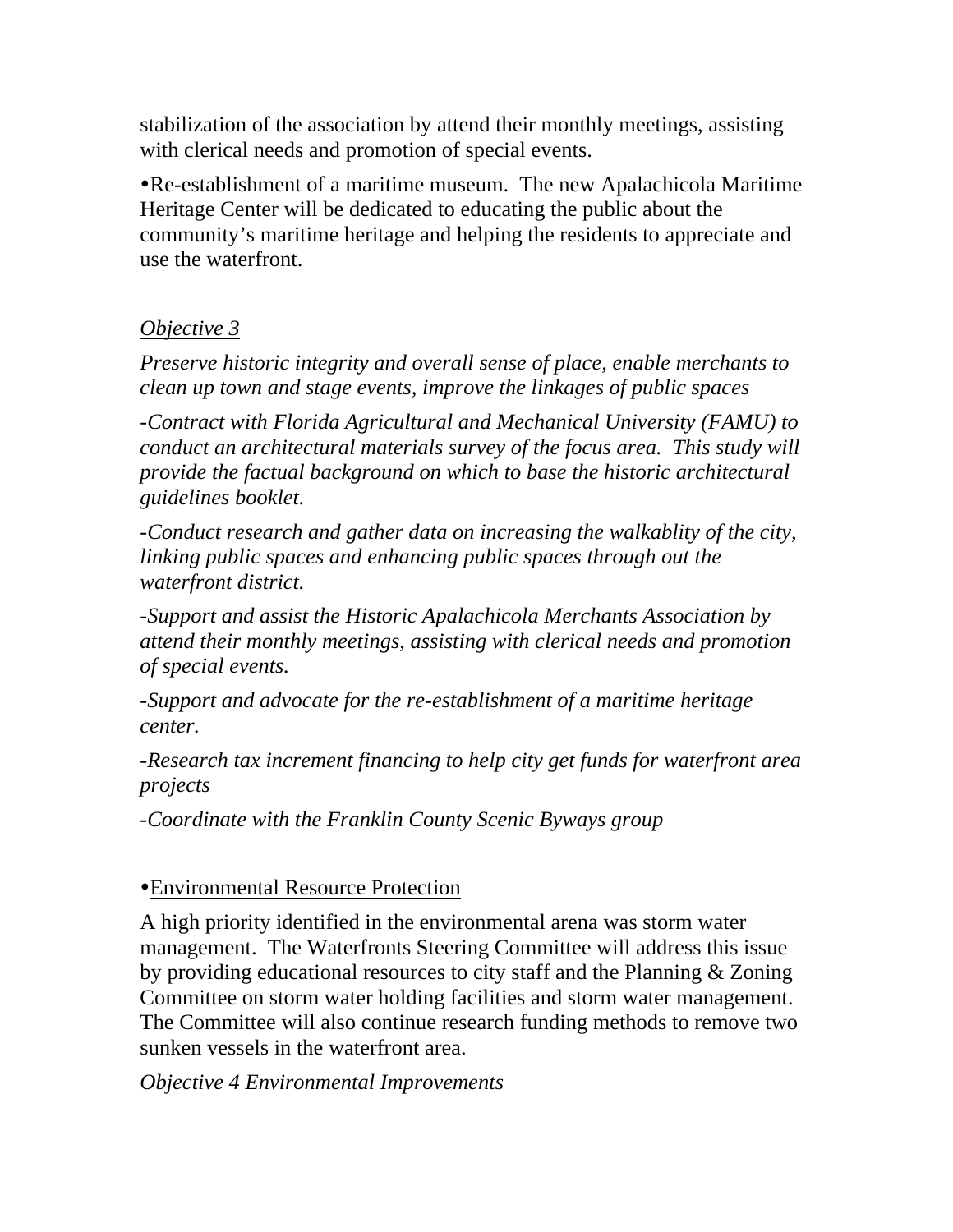stabilization of the association by attend their monthly meetings, assisting with clerical needs and promotion of special events.

- Re-establishment of a maritime museum. The new Apalachicola Maritime Heritage Center will be dedicated to educating the public about the community's maritime heritage and helping the residents to appreciate and use the waterfront.

*<u>Objective 3</u>*

*Preserve historic integrity and overall sense of place, enable merchants to clean up town and stage events, improve the linkages of public spaces*

*-Contract with Florida Agricultural and Mechanical University (FAMU) to conduct an architectural materials survey of the focus area. This study will provide the factual background on which to base the historic architectural guidelines booklet.*

*-Conduct research and gather data on increasing the walkablity of the city, linking public spaces and enhancing public spaces through out the waterfront district.*

*-Support and assist the Historic Apalachicola Merchants Association by attend their monthly meetings, assisting with clerical needs and promotion of special events.*

*-Support and advocate for the re-establishment of a maritime heritage center.*

*-Research tax increment financing to help city get funds for waterfront area projects*

*-Coordinate with the Franklin County Scenic Byways group*

- <u>Environmental Resource Protection</u>

A high priority identified in the environmental arena was storm water management. The Waterfronts Steering Committee will address this issue by providing educational resources to city staff and the Planning & Zoning Committee on storm water holding facilities and storm water management. The Committee will also continue research funding methods to remove two sunken vessels in the waterfront area.

*<u>Objective 4 Environmental Improvements</u>*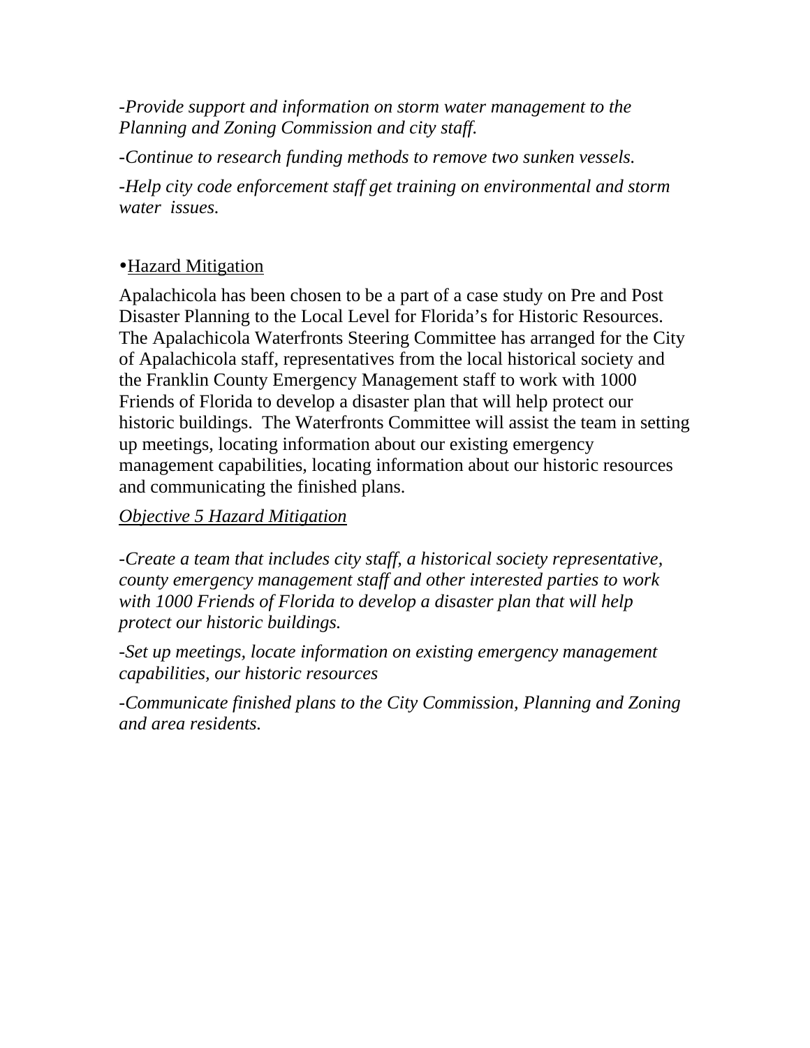*-Provide support and information on storm water management to the Planning and Zoning Commission and city staff.*

*-Continue to research funding methods to remove two sunken vessels.*

*-Help city code enforcement staff get training on environmental and storm water issues.*

•<u>Hazard Mitigation</u>

Apalachicola has been chosen to be a part of a case study on Pre and Post Disaster Planning to the Local Level for Florida's for Historic Resources. The Apalachicola Waterfronts Steering Committee has arranged for the City of Apalachicola staff, representatives from the local historical society and the Franklin County Emergency Management staff to work with 1000 Friends of Florida to develop a disaster plan that will help protect our historic buildings. The Waterfronts Committee will assist the team in setting up meetings, locating information about our existing emergency management capabilities, locating information about our historic resources and communicating the finished plans.

*<u>Objective 5 Hazard Mitigation</u>*

*-Create a team that includes city staff, a historical society representative, county emergency management staff and other interested parties to work with 1000 Friends of Florida to develop a disaster plan that will help protect our historic buildings.*

*-Set up meetings, locate information on existing emergency management capabilities, our historic resources*

*-Communicate finished plans to the City Commission, Planning and Zoning and area residents.*